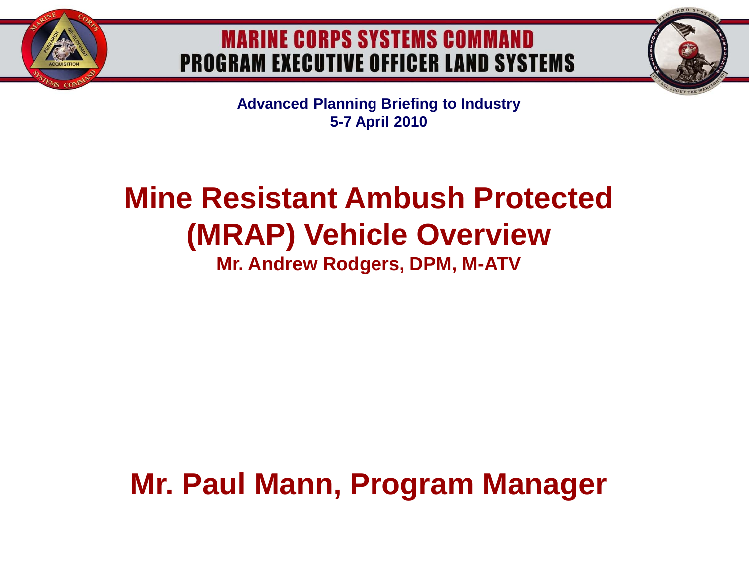MARINE CORPS SYSTEMS COMMAND
PROGRAM EXECUTIVE OFFICER LAND SYSTEMS

**Advanced Planning Briefing to Industry**
**5-7 April 2010**

# Mine Resistant Ambush Protected (MRAP) Vehicle Overview

**Mr. Andrew Rodgers, DPM, M-ATV**

## Mr. Paul Mann, Program Manager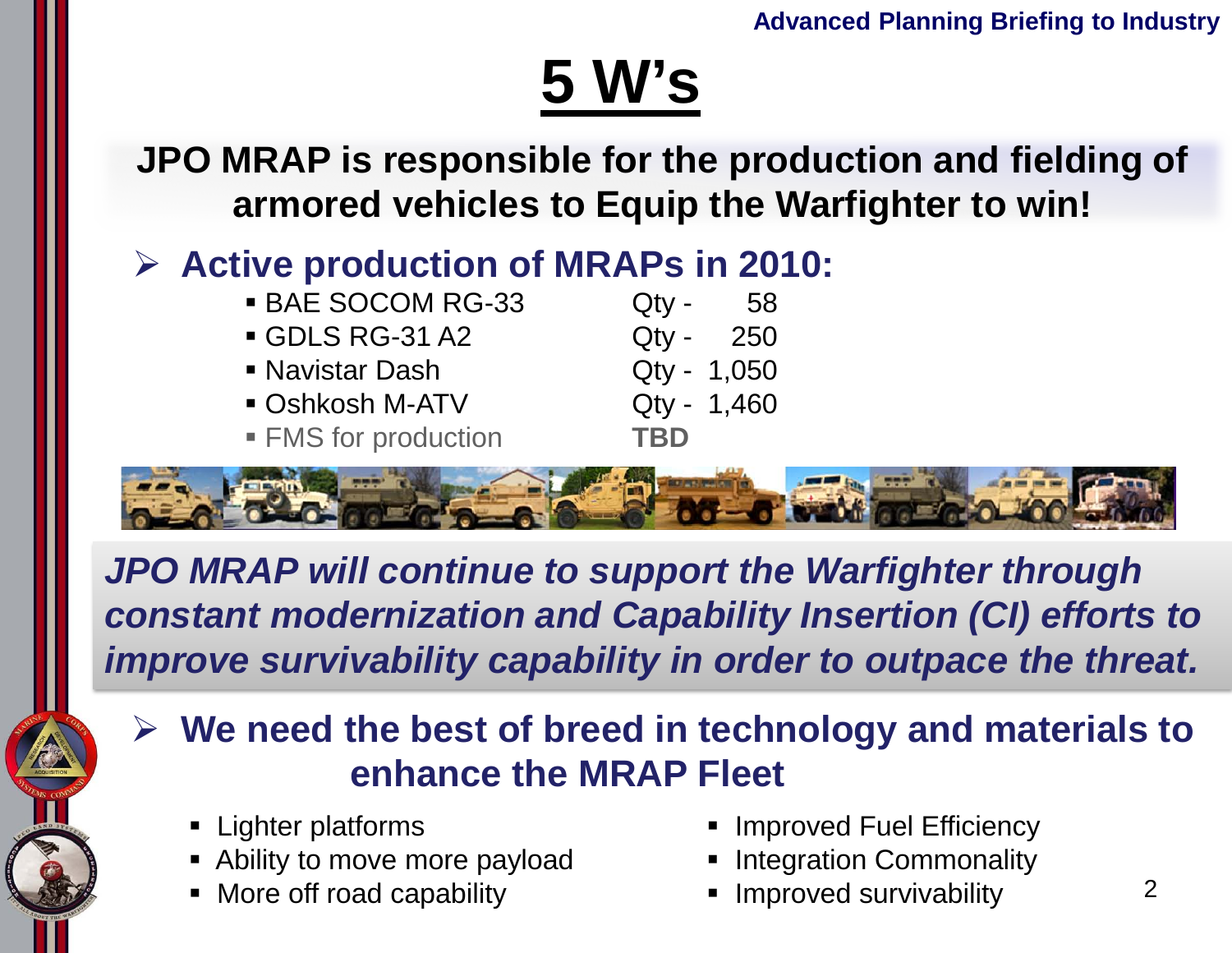# 5 W's

**JPO MRAP is responsible for the production and fielding of armored vehicles to Equip the Warfighter to win!**

## Active production of MRAPs in 2010:

| Vehicle | Qty |
| --- | --- |
| BAE SOCOM RG-33 | Qty - 58 |
| GDLS RG-31 A2 | Qty - 250 |
| Navistar Dash | Qty - 1,050 |
| Oshkosh M-ATV | Qty - 1,460 |
| FMS for production | **TBD** |

***JPO MRAP will continue to support the Warfighter through constant modernization and Capability Insertion (CI) efforts to improve survivability capability in order to outpace the threat.***

## We need the best of breed in technology and materials to enhance the MRAP Fleet

- Lighter platforms
- Ability to move more payload
- More off road capability
- Improved Fuel Efficiency
- Integration Commonality
- Improved survivability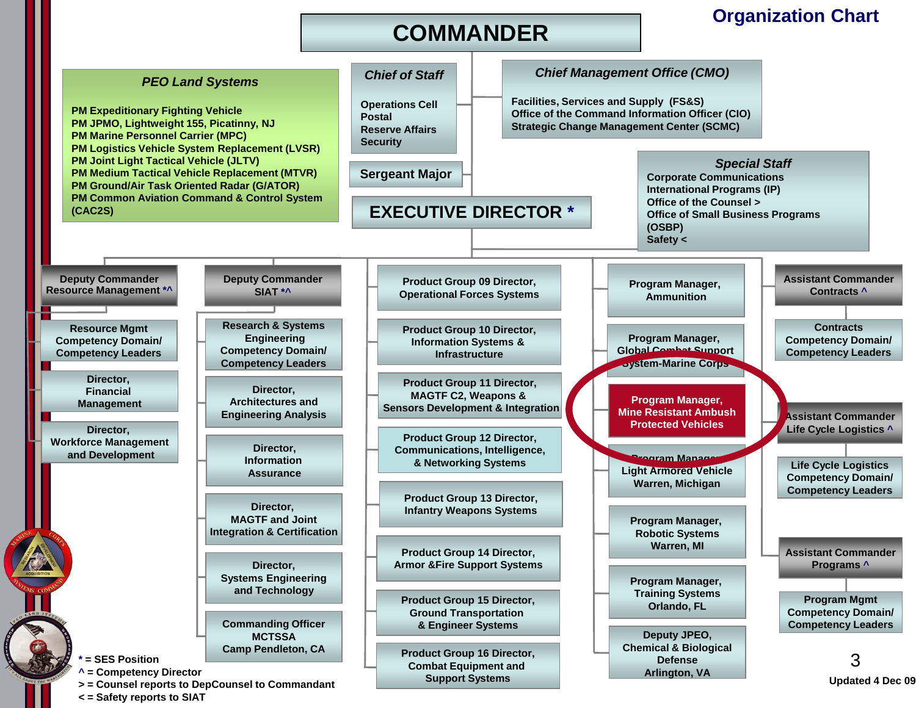# Organization Chart

## COMMANDER

### PEO Land Systems

- PM Expeditionary Fighting Vehicle
- PM JPMO, Lightweight 155, Picatinny, NJ
- PM Marine Personnel Carrier (MPC)
- PM Logistics Vehicle System Replacement (LVSR)
- PM Joint Light Tactical Vehicle (JLTV)
- PM Medium Tactical Vehicle Replacement (MTVR)
- PM Ground/Air Task Oriented Radar (G/ATOR)
- PM Common Aviation Command & Control System (CAC2S)

### Chief of Staff

- Operations Cell
- Postal
- Reserve Affairs
- Security

### Sergeant Major

### Chief Management Office (CMO)

- Facilities, Services and Supply (FS&S)
- Office of the Command Information Officer (CIO)
- Strategic Change Management Center (SCMC)

### Special Staff

- Corporate Communications
- International Programs (IP)
- Office of the Counsel >
- Office of Small Business Programs (OSBP)
- Safety <

## EXECUTIVE DIRECTOR *

### Deputy Commander Resource Management *^

- Resource Mgmt Competency Domain/ Competency Leaders
- Director, Financial Management
- Director, Workforce Management and Development

### Deputy Commander SIAT *^

- Research & Systems Engineering Competency Domain/ Competency Leaders
- Director, Architectures and Engineering Analysis
- Director, Information Assurance
- Director, MAGTF and Joint Integration & Certification
- Director, Systems Engineering and Technology
- Commanding Officer MCTSSA Camp Pendleton, CA

### Product Groups

- Product Group 09 Director, Operational Forces Systems
- Product Group 10 Director, Information Systems & Infrastructure
- Product Group 11 Director, MAGTF C2, Weapons & Sensors Development & Integration
- Product Group 12 Director, Communications, Intelligence, & Networking Systems
- Product Group 13 Director, Infantry Weapons Systems
- Product Group 14 Director, Armor &Fire Support Systems
- Product Group 15 Director, Ground Transportation & Engineer Systems
- Product Group 16 Director, Combat Equipment and Support Systems

### Program Managers

- Program Manager, Ammunition
- Program Manager, Global Combat Support System-Marine Corps
- **Program Manager, Mine Resistant Ambush Protected Vehicles**
- Program Manager, Light Armored Vehicle Warren, Michigan
- Program Manager, Robotic Systems Warren, MI
- Program Manager, Training Systems Orlando, FL
- Deputy JPEO, Chemical & Biological Defense Arlington, VA

### Assistant Commanders

- Assistant Commander Contracts ^
  - Contracts Competency Domain/ Competency Leaders
- Assistant Commander Life Cycle Logistics ^
  - Life Cycle Logistics Competency Domain/ Competency Leaders
- Assistant Commander Programs ^
  - Program Mgmt Competency Domain/ Competency Leaders

\* = SES Position
^ = Competency Director
\> = Counsel reports to DepCounsel to Commandant
< = Safety reports to SIAT

Updated 4 Dec 09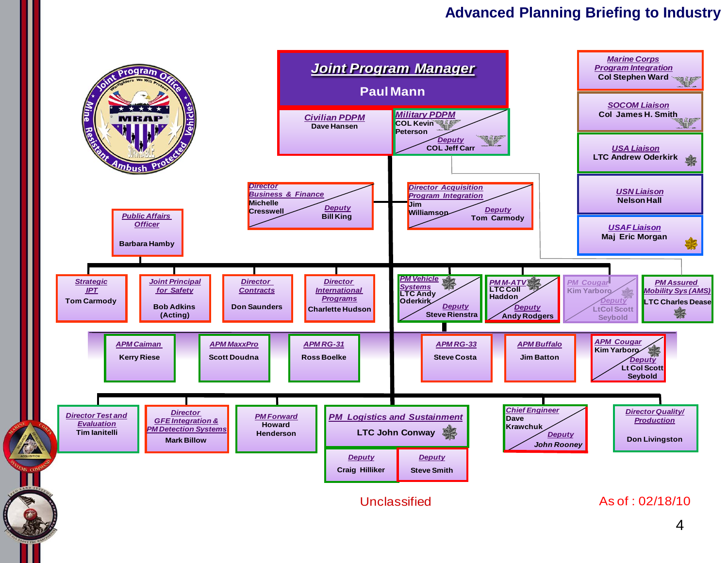# Advanced Planning Briefing to Industry

## Joint Program Manager
**Paul Mann**

- **Civilian PDPM** – Dave Hansen
- **Military PDPM** – COL Kevin Peterson
  - Deputy – COL Jeff Carr

### Liaisons
- **Marine Corps Program Integration** – Col Stephen Ward
- **SOCOM Liaison** – Col James H. Smith
- **USA Liaison** – LTC Andrew Oderkirk
- **USN Liaison** – Nelson Hall
- **USAF Liaison** – Maj Eric Morgan

### Directors
- **Director Business & Finance** – Michelle Cresswell
  - Deputy – Bill King
- **Director Acquisition Program Integration** – Jim Williamson
  - Deputy – Tom Carmody
- **Public Affairs Officer** – Barbara Hamby

### Staff and Program Managers
- **Strategic IPT** – Tom Carmody
- **Joint Principal for Safety** – Bob Adkins (Acting)
- **Director Contracts** – Don Saunders
- **Director International Programs** – Charlette Hudson
- **PM Vehicle Systems** – LTC Andy Oderkirk
  - Deputy – Steve Rienstra
- **PM M-ATV** – LTC Coll Haddon
  - Deputy – Andy Rodgers
- **PM Cougar** – Kim Yarboro
  - Deputy – LtCol Scott Seybold
- **PM Assured Mobility Sys (AMS)** – LTC Charles Dease

### Assistant Program Managers
- **APM Caiman** – Kerry Riese
- **APM MaxxPro** – Scott Doudna
- **APM RG-31** – Ross Boelke
- **APM RG-33** – Steve Costa
- **APM Buffalo** – Jim Batton
- **APM Cougar** – Kim Yarboro
  - Deputy – Lt Col Scott Seybold

### Additional Directors
- **Director Test and Evaluation** – Tim Ianitelli
- **Director GFE Integration & PM Detection Systems** – Mark Billow
- **PM Forward** – Howard Henderson
- **PM Logistics and Sustainment** – LTC John Conway
  - Deputy – Craig Hilliker
  - Deputy – Steve Smith
- **Chief Engineer** – Dave Krawchuk
  - Deputy – John Rooney
- **Director Quality/ Production** – Don Livingston

Unclassified

As of : 02/18/10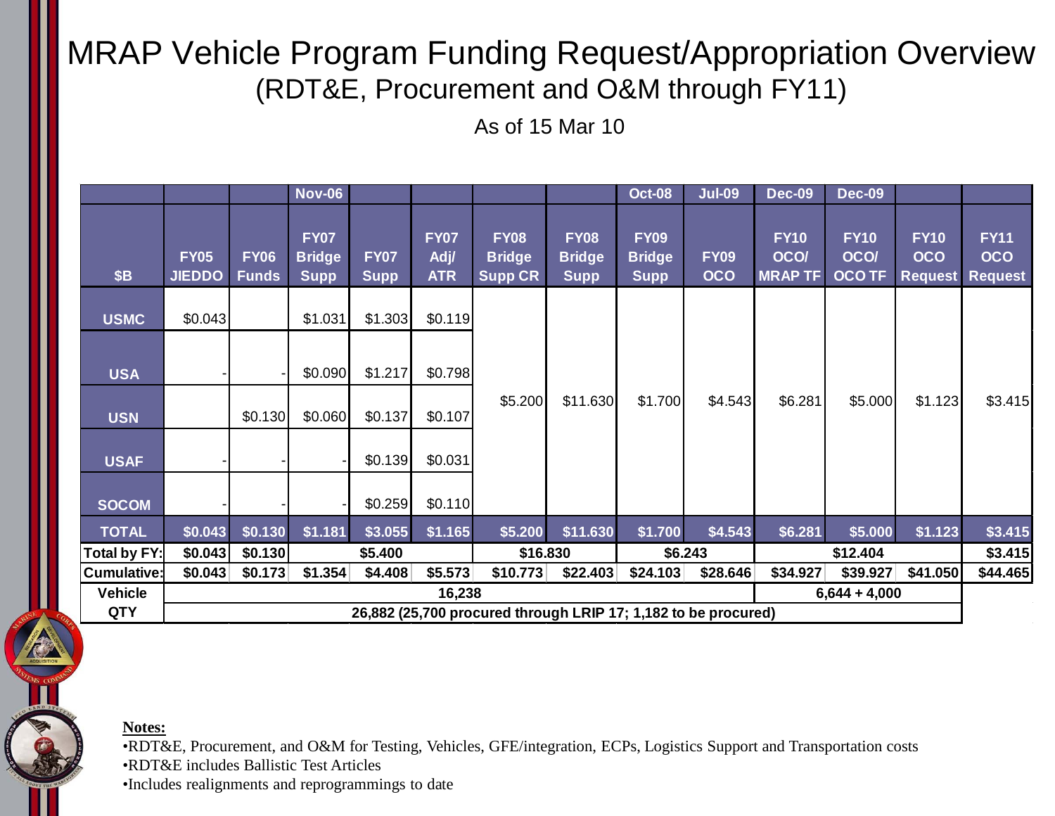# MRAP Vehicle Program Funding Request/Appropriation Overview

## (RDT&E, Procurement and O&M through FY11)

As of 15 Mar 10

| $B | FY05 JIEDDO | FY06 Funds | Nov-06 FY07 Bridge Supp | FY07 Supp | FY07 Adj/ ATR | FY08 Bridge Supp CR | FY08 Bridge Supp | Oct-08 FY09 Bridge Supp | Jul-09 FY09 OCO | Dec-09 FY10 OCO/ MRAP TF | Dec-09 FY10 OCO/ OCO TF | FY10 OCO Request | FY11 OCO Request |
|---|---|---|---|---|---|---|---|---|---|---|---|---|---|
| USMC | $0.043 | | $1.031 | $1.303 | $0.119 | $5.200 | $11.630 | $1.700 | $4.543 | $6.281 | $5.000 | $1.123 | $3.415 |
| USA | - | - | $0.090 | $1.217 | $0.798 | | | | | | | | |
| USN | | $0.130 | $0.060 | $0.137 | $0.107 | | | | | | | | |
| USAF | - | - | - | $0.139 | $0.031 | | | | | | | | |
| SOCOM | - | - | - | $0.259 | $0.110 | | | | | | | | |
| TOTAL | $0.043 | $0.130 | $1.181 | $3.055 | $1.165 | $5.200 | $11.630 | $1.700 | $4.543 | $6.281 | $5.000 | $1.123 | $3.415 |
| Total by FY: | $0.043 | $0.130 | $5.400 | | | $16.830 | | $6.243 | | $12.404 | | | $3.415 |
| Cumulative: | $0.043 | $0.173 | $1.354 | $4.408 | $5.573 | $10.773 | $22.403 | $24.103 | $28.646 | $34.927 | $39.927 | $41.050 | $44.465 |
| Vehicle QTY | 16,238 | | | | | | | | | 6,644 + 4,000 | | | |
| | 26,882 (25,700 procured through LRIP 17; 1,182 to be procured) | | | | | | | | | | | | |

**Notes:**

- RDT&E, Procurement, and O&M for Testing, Vehicles, GFE/integration, ECPs, Logistics Support and Transportation costs
- RDT&E includes Ballistic Test Articles
- Includes realignments and reprogrammings to date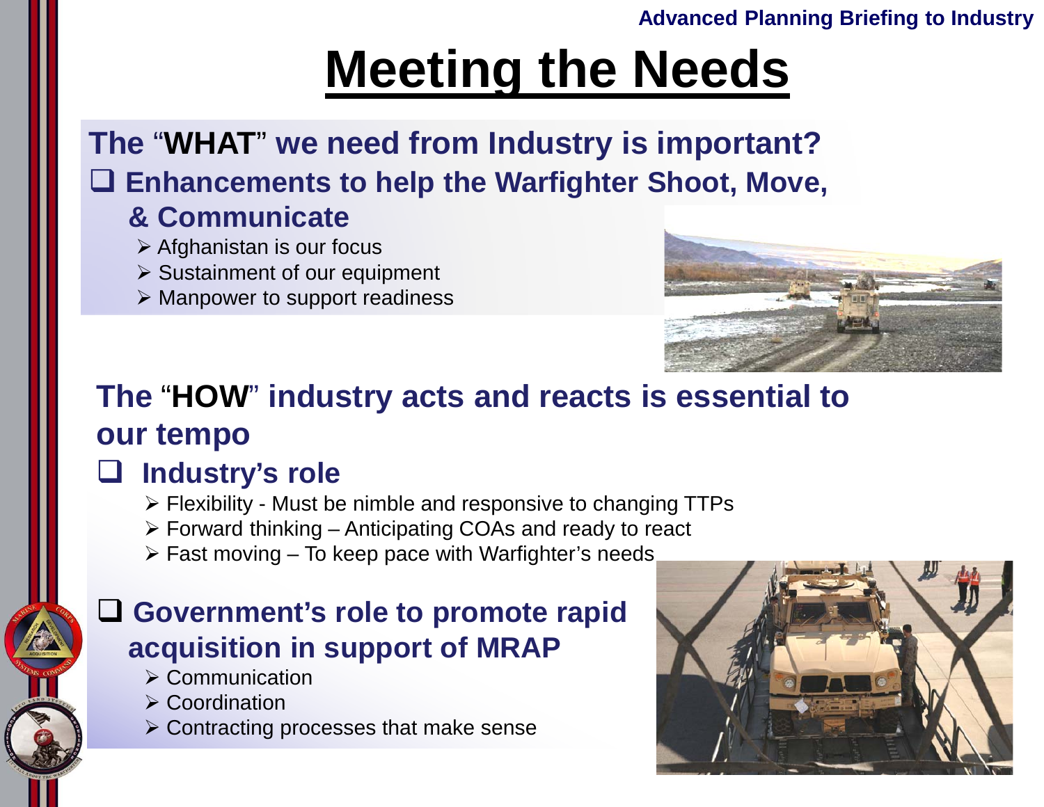# Meeting the Needs

## The "WHAT" we need from Industry is important?

- Enhancements to help the Warfighter Shoot, Move, & Communicate
  - Afghanistan is our focus
  - Sustainment of our equipment
  - Manpower to support readiness

## The "HOW" industry acts and reacts is essential to our tempo

- Industry's role
  - Flexibility - Must be nimble and responsive to changing TTPs
  - Forward thinking – Anticipating COAs and ready to react
  - Fast moving – To keep pace with Warfighter's needs

- Government's role to promote rapid acquisition in support of MRAP
  - Communication
  - Coordination
  - Contracting processes that make sense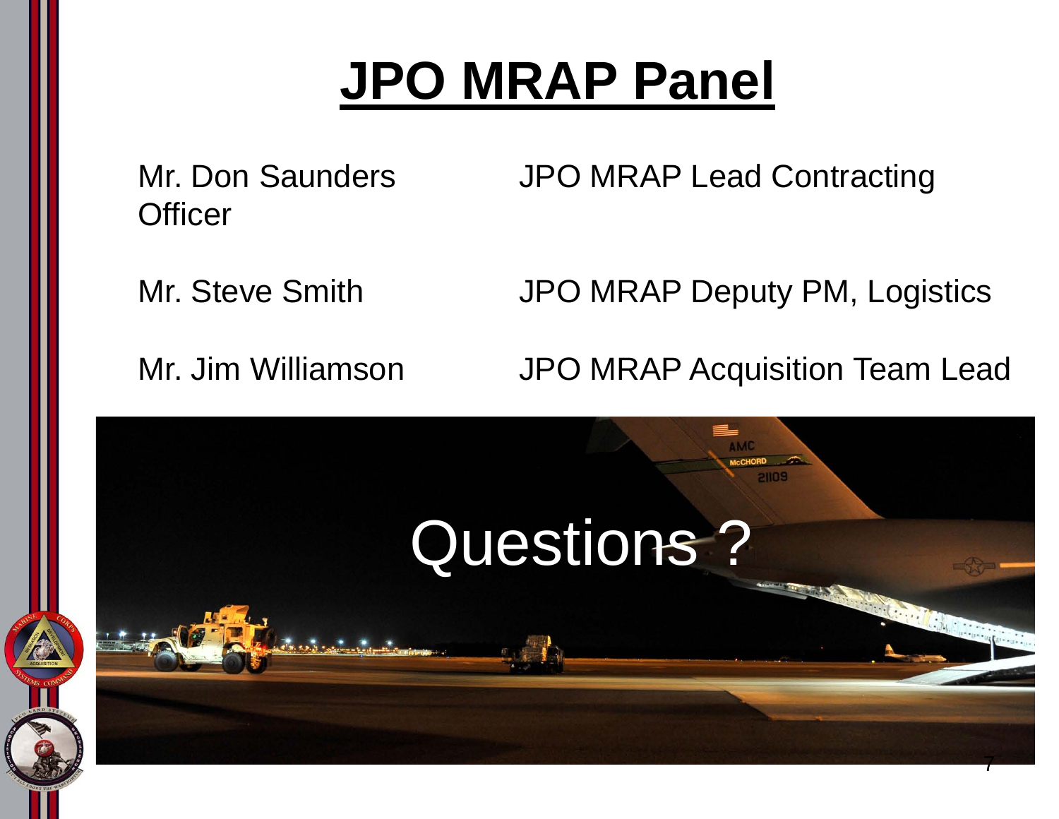# JPO MRAP Panel

Mr. Don Saunders — JPO MRAP Lead Contracting Officer

Mr. Steve Smith — JPO MRAP Deputy PM, Logistics

Mr. Jim Williamson — JPO MRAP Acquisition Team Lead

Questions ?